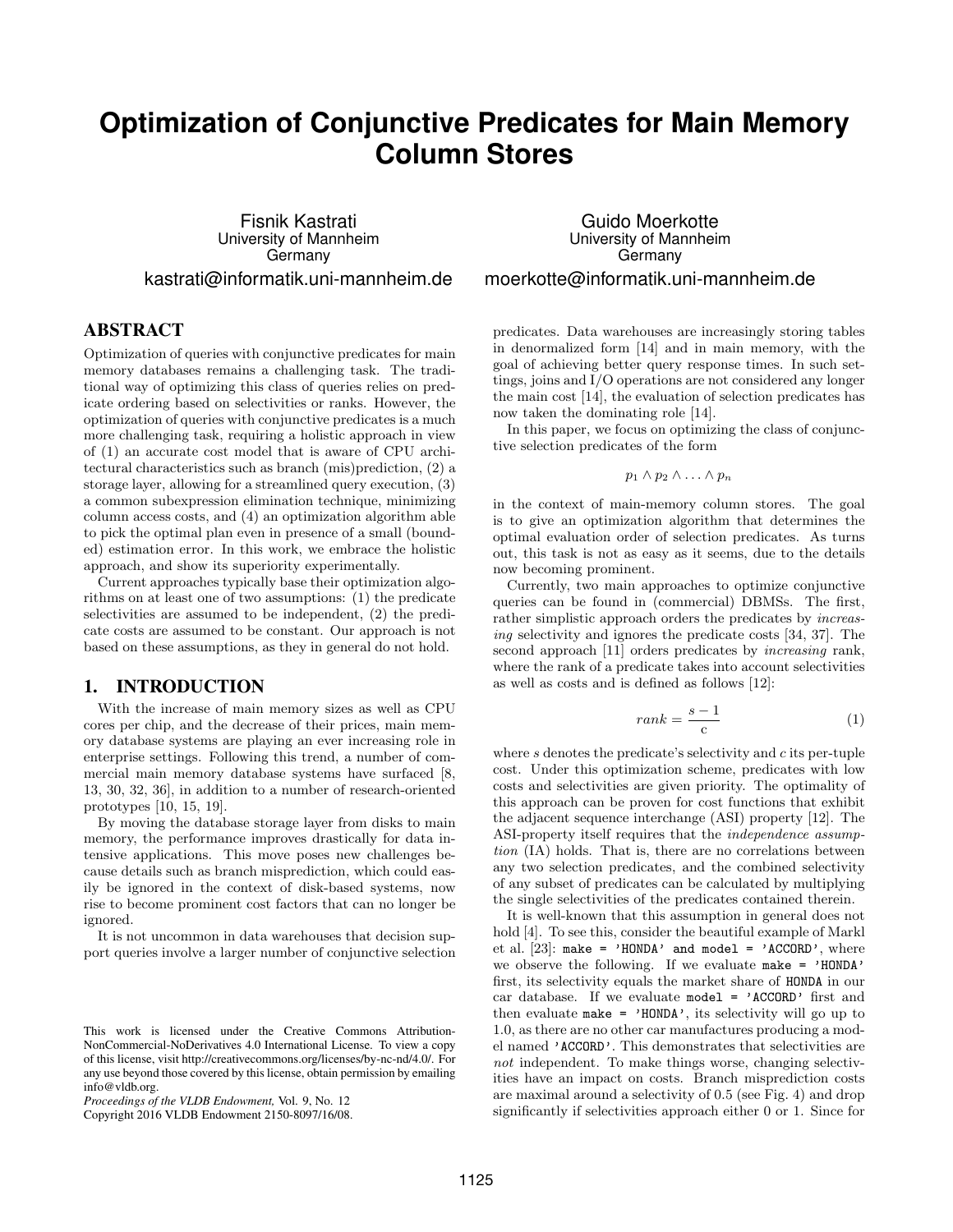# Optimization of Conjunctive Predicates for Main Memory Column Stores

Fisnik Kastrati
University of Mannheim
Germany
kastrati@informatik.uni-mannheim.de

Guido Moerkotte
University of Mannheim
Germany
moerkotte@informatik.uni-mannheim.de

## ABSTRACT

Optimization of queries with conjunctive predicates for main memory databases remains a challenging task. The traditional way of optimizing this class of queries relies on predicate ordering based on selectivities or ranks. However, the optimization of queries with conjunctive predicates is a much more challenging task, requiring a holistic approach in view of (1) an accurate cost model that is aware of CPU architectural characteristics such as branch (mis)prediction, (2) a storage layer, allowing for a streamlined query execution, (3) a common subexpression elimination technique, minimizing column access costs, and (4) an optimization algorithm able to pick the optimal plan even in presence of a small (bounded) estimation error. In this work, we embrace the holistic approach, and show its superiority experimentally.

Current approaches typically base their optimization algorithms on at least one of two assumptions: (1) the predicate selectivities are assumed to be independent, (2) the predicate costs are assumed to be constant. Our approach is not based on these assumptions, as they in general do not hold.

## 1. INTRODUCTION

With the increase of main memory sizes as well as CPU cores per chip, and the decrease of their prices, main memory database systems are playing an ever increasing role in enterprise settings. Following this trend, a number of commercial main memory database systems have surfaced [8, 13, 30, 32, 36], in addition to a number of research-oriented prototypes [10, 15, 19].

By moving the database storage layer from disks to main memory, the performance improves drastically for data intensive applications. This move poses new challenges because details such as branch misprediction, which could easily be ignored in the context of disk-based systems, now rise to become prominent cost factors that can no longer be ignored.

It is not uncommon in data warehouses that decision support queries involve a larger number of conjunctive selection predicates. Data warehouses are increasingly storing tables in denormalized form [14] and in main memory, with the goal of achieving better query response times. In such settings, joins and I/O operations are not considered any longer the main cost [14], the evaluation of selection predicates has now taken the dominating role [14].

In this paper, we focus on optimizing the class of conjunctive selection predicates of the form

$$p_1 \wedge p_2 \wedge \ldots \wedge p_n$$

in the context of main-memory column stores. The goal is to give an optimization algorithm that determines the optimal evaluation order of selection predicates. As turns out, this task is not as easy as it seems, due to the details now becoming prominent.

Currently, two main approaches to optimize conjunctive queries can be found in (commercial) DBMSs. The first, rather simplistic approach orders the predicates by *increasing* selectivity and ignores the predicate costs [34, 37]. The second approach [11] orders predicates by *increasing* rank, where the rank of a predicate takes into account selectivities as well as costs and is defined as follows [12]:

$$rank = \frac{s - 1}{c} \tag{1}$$

where $s$ denotes the predicate's selectivity and $c$ its per-tuple cost. Under this optimization scheme, predicates with low costs and selectivities are given priority. The optimality of this approach can be proven for cost functions that exhibit the adjacent sequence interchange (ASI) property [12]. The ASI-property itself requires that the *independence assumption* (IA) holds. That is, there are no correlations between any two selection predicates, and the combined selectivity of any subset of predicates can be calculated by multiplying the single selectivities of the predicates contained therein.

It is well-known that this assumption in general does not hold [4]. To see this, consider the beautiful example of Markl et al. [23]: `make = 'HONDA' and model = 'ACCORD'`, where we observe the following. If we evaluate `make = 'HONDA'` first, its selectivity equals the market share of `HONDA` in our car database. If we evaluate `model = 'ACCORD'` first and then evaluate `make = 'HONDA'`, its selectivity will go up to 1.0, as there are no other car manufactures producing a model named `'ACCORD'`. This demonstrates that selectivities are *not* independent. To make things worse, changing selectivities have an impact on costs. Branch misprediction costs are maximal around a selectivity of 0.5 (see Fig. 4) and drop significantly if selectivities approach either 0 or 1. Since for

This work is licensed under the Creative Commons Attribution-NonCommercial-NoDerivatives 4.0 International License. To view a copy of this license, visit http://creativecommons.org/licenses/by-nc-nd/4.0/. For any use beyond those covered by this license, obtain permission by emailing info@vldb.org.

*Proceedings of the VLDB Endowment,* Vol. 9, No. 12
Copyright 2016 VLDB Endowment 2150-8097/16/08.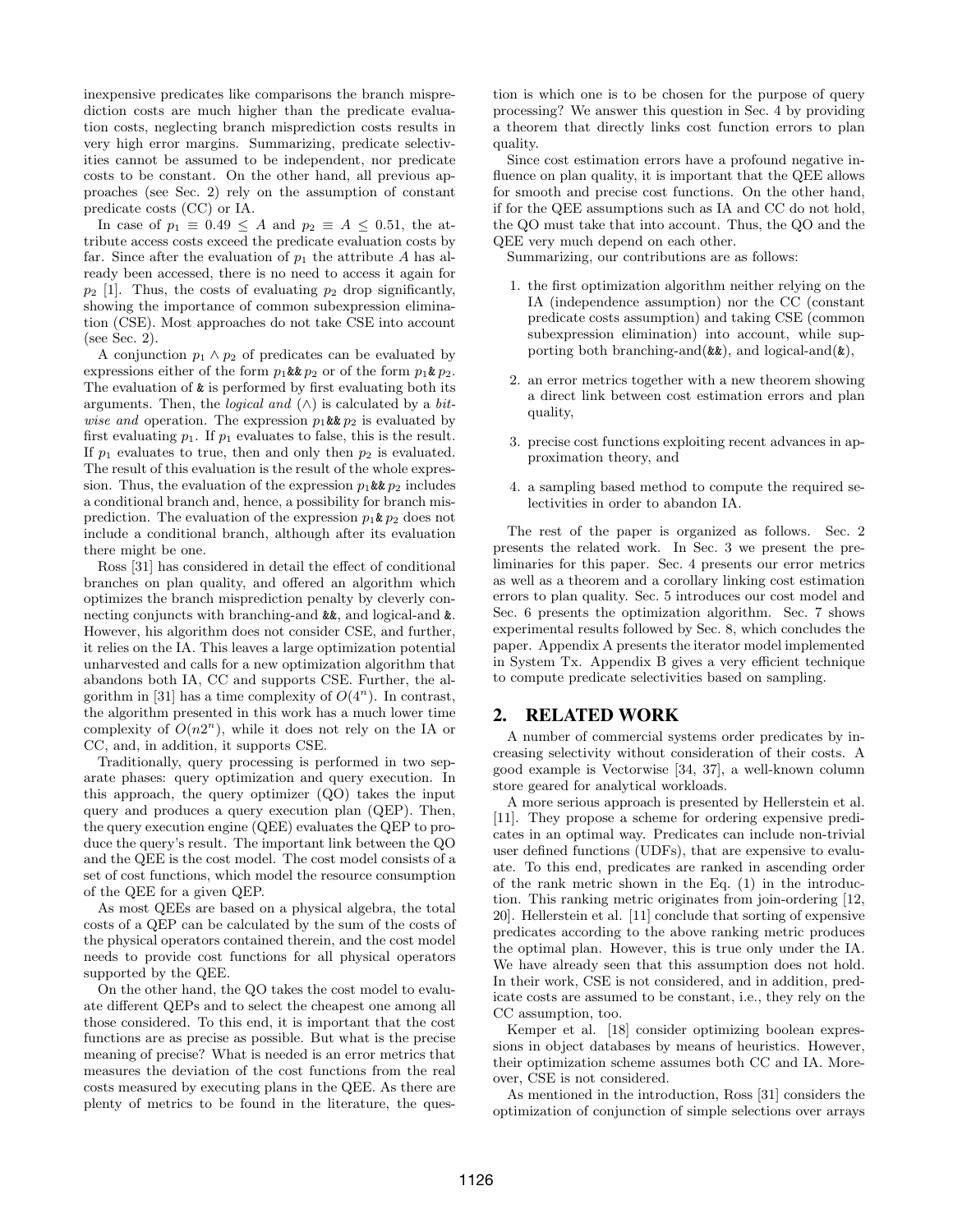inexpensive predicates like comparisons the branch misprediction costs are much higher than the predicate evaluation costs, neglecting branch misprediction costs results in very high error margins. Summarizing, predicate selectivities cannot be assumed to be independent, nor predicate costs to be constant. On the other hand, all previous approaches (see Sec. 2) rely on the assumption of constant predicate costs (CC) or IA.

In case of $p_1 \equiv 0.49 \leq A$ and $p_2 \equiv A \leq 0.51$, the attribute access costs exceed the predicate evaluation costs by far. Since after the evaluation of $p_1$ the attribute $A$ has already been accessed, there is no need to access it again for $p_2$ [1]. Thus, the costs of evaluating $p_2$ drop significantly, showing the importance of common subexpression elimination (CSE). Most approaches do not take CSE into account (see Sec. 2).

A conjunction $p_1 \wedge p_2$ of predicates can be evaluated by expressions either of the form $p_1$`&&`$p_2$ or of the form $p_1$`&`$p_2$. The evaluation of `&` is performed by first evaluating both its arguments. Then, the *logical and* ($\wedge$) is calculated by a *bitwise and* operation. The expression $p_1$`&&`$p_2$ is evaluated by first evaluating $p_1$. If $p_1$ evaluates to false, this is the result. If $p_1$ evaluates to true, then and only then $p_2$ is evaluated. The result of this evaluation is the result of the whole expression. Thus, the evaluation of the expression $p_1$`&&`$p_2$ includes a conditional branch and, hence, a possibility for branch misprediction. The evaluation of the expression $p_1$`&`$p_2$ does not include a conditional branch, although after its evaluation there might be one.

Ross [31] has considered in detail the effect of conditional branches on plan quality, and offered an algorithm which optimizes the branch misprediction penalty by cleverly connecting conjuncts with branching-and `&&`, and logical-and `&`. However, his algorithm does not consider CSE, and further, it relies on the IA. This leaves a large optimization potential unharvested and calls for a new optimization algorithm that abandons both IA, CC and supports CSE. Further, the algorithm in [31] has a time complexity of $O(4^n)$. In contrast, the algorithm presented in this work has a much lower time complexity of $O(n2^n)$, while it does not rely on the IA or CC, and, in addition, it supports CSE.

Traditionally, query processing is performed in two separate phases: query optimization and query execution. In this approach, the query optimizer (QO) takes the input query and produces a query execution plan (QEP). Then, the query execution engine (QEE) evaluates the QEP to produce the query's result. The important link between the QO and the QEE is the cost model. The cost model consists of a set of cost functions, which model the resource consumption of the QEE for a given QEP.

As most QEEs are based on a physical algebra, the total costs of a QEP can be calculated by the sum of the costs of the physical operators contained therein, and the cost model needs to provide cost functions for all physical operators supported by the QEE.

On the other hand, the QO takes the cost model to evaluate different QEPs and to select the cheapest one among all those considered. To this end, it is important that the cost functions are as precise as possible. But what is the precise meaning of precise? What is needed is an error metrics that measures the deviation of the cost functions from the real costs measured by executing plans in the QEE. As there are plenty of metrics to be found in the literature, the question is which one is to be chosen for the purpose of query processing? We answer this question in Sec. 4 by providing a theorem that directly links cost function errors to plan quality.

Since cost estimation errors have a profound negative influence on plan quality, it is important that the QEE allows for smooth and precise cost functions. On the other hand, if for the QEE assumptions such as IA and CC do not hold, the QO must take that into account. Thus, the QO and the QEE very much depend on each other.

Summarizing, our contributions are as follows:

1. the first optimization algorithm neither relying on the IA (independence assumption) nor the CC (constant predicate costs assumption) and taking CSE (common subexpression elimination) into account, while supporting both branching-and(`&&`), and logical-and(`&`),
2. an error metrics together with a new theorem showing a direct link between cost estimation errors and plan quality,
3. precise cost functions exploiting recent advances in approximation theory, and
4. a sampling based method to compute the required selectivities in order to abandon IA.

The rest of the paper is organized as follows. Sec. 2 presents the related work. In Sec. 3 we present the preliminaries for this paper. Sec. 4 presents our error metrics as well as a theorem and a corollary linking cost estimation errors to plan quality. Sec. 5 introduces our cost model and Sec. 6 presents the optimization algorithm. Sec. 7 shows experimental results followed by Sec. 8, which concludes the paper. Appendix A presents the iterator model implemented in System Tx. Appendix B gives a very efficient technique to compute predicate selectivities based on sampling.

## 2. RELATED WORK

A number of commercial systems order predicates by increasing selectivity without consideration of their costs. A good example is Vectorwise [34, 37], a well-known column store geared for analytical workloads.

A more serious approach is presented by Hellerstein et al. [11]. They propose a scheme for ordering expensive predicates in an optimal way. Predicates can include non-trivial user defined functions (UDFs), that are expensive to evaluate. To this end, predicates are ranked in ascending order of the rank metric shown in the Eq. (1) in the introduction. This ranking metric originates from join-ordering [12, 20]. Hellerstein et al. [11] conclude that sorting of expensive predicates according to the above ranking metric produces the optimal plan. However, this is true only under the IA. We have already seen that this assumption does not hold. In their work, CSE is not considered, and in addition, predicate costs are assumed to be constant, i.e., they rely on the CC assumption, too.

Kemper et al. [18] consider optimizing boolean expressions in object databases by means of heuristics. However, their optimization scheme assumes both CC and IA. Moreover, CSE is not considered.

As mentioned in the introduction, Ross [31] considers the optimization of conjunction of simple selections over arrays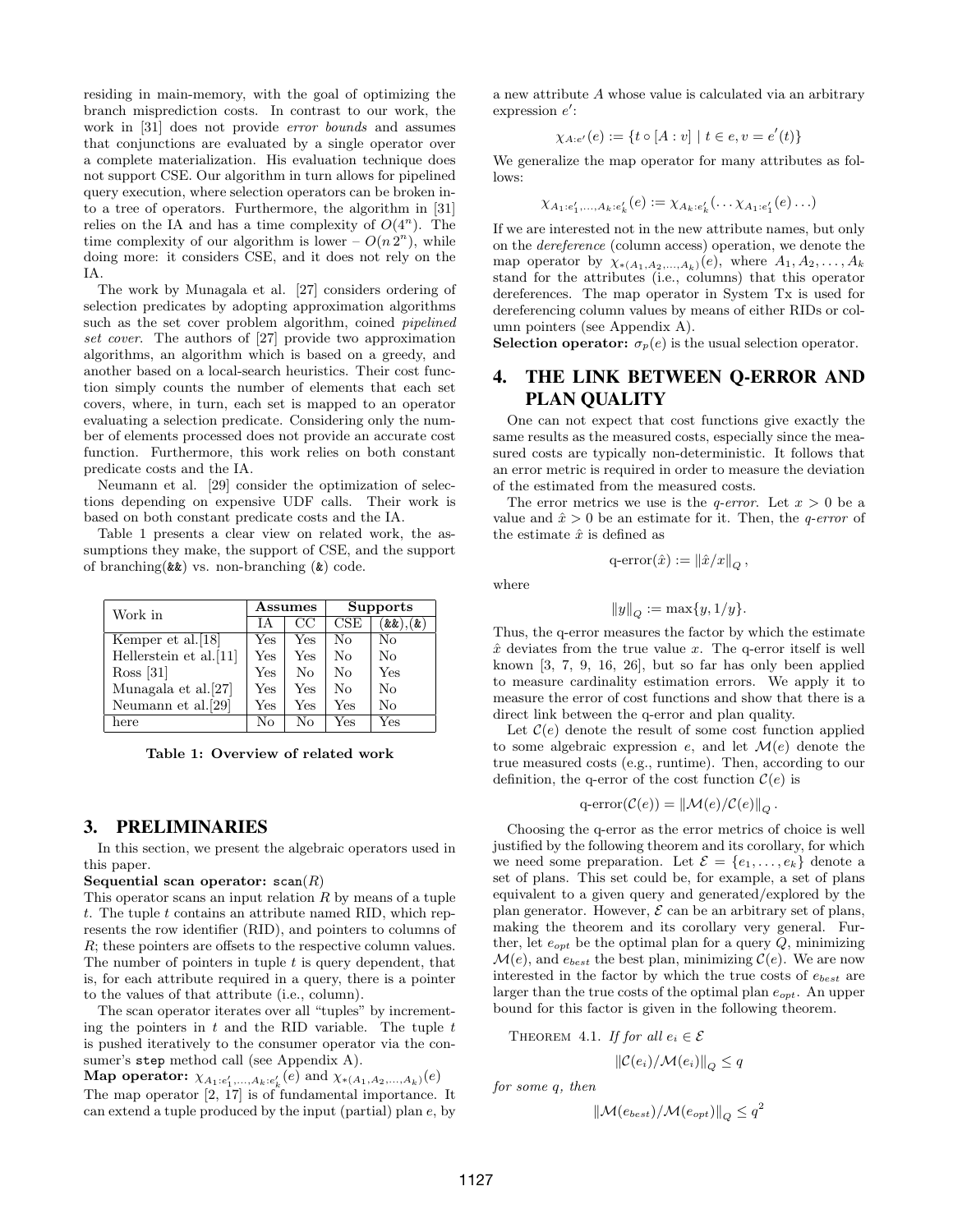residing in main-memory, with the goal of optimizing the branch misprediction costs. In contrast to our work, the work in [31] does not provide *error bounds* and assumes that conjunctions are evaluated by a single operator over a complete materialization. His evaluation technique does not support CSE. Our algorithm in turn allows for pipelined query execution, where selection operators can be broken into a tree of operators. Furthermore, the algorithm in [31] relies on the IA and has a time complexity of $O(4^n)$. The time complexity of our algorithm is lower – $O(n\,2^n)$, while doing more: it considers CSE, and it does not rely on the IA.

The work by Munagala et al. [27] considers ordering of selection predicates by adopting approximation algorithms such as the set cover problem algorithm, coined *pipelined set cover*. The authors of [27] provide two approximation algorithms, an algorithm which is based on a greedy, and another based on a local-search heuristics. Their cost function simply counts the number of elements that each set covers, where, in turn, each set is mapped to an operator evaluating a selection predicate. Considering only the number of elements processed does not provide an accurate cost function. Furthermore, this work relies on both constant predicate costs and the IA.

Neumann et al. [29] consider the optimization of selections depending on expensive UDF calls. Their work is based on both constant predicate costs and the IA.

Table 1 presents a clear view on related work, the assumptions they make, the support of CSE, and the support of branching(`&&`) vs. non-branching (`&`) code.

| Work in | Assumes | | Supports | |
|---|---|---|---|---|
| | IA | CC | CSE | (`&&`),(`&`) |
| Kemper et al.[18] | Yes | Yes | No | No |
| Hellerstein et al.[11] | Yes | Yes | No | No |
| Ross [31] | Yes | No | No | Yes |
| Munagala et al.[27] | Yes | Yes | No | No |
| Neumann et al.[29] | Yes | Yes | Yes | No |
| here | No | No | Yes | Yes |

**Table 1: Overview of related work**

## 3. PRELIMINARIES

In this section, we present the algebraic operators used in this paper.

**Sequential scan operator:** `scan`$(R)$

This operator scans an input relation $R$ by means of a tuple $t$. The tuple $t$ contains an attribute named RID, which represents the row identifier (RID), and pointers to columns of $R$; these pointers are offsets to the respective column values. The number of pointers in tuple $t$ is query dependent, that is, for each attribute required in a query, there is a pointer to the values of that attribute (i.e., column).

The scan operator iterates over all "tuples" by incrementing the pointers in $t$ and the RID variable. The tuple $t$ is pushed iteratively to the consumer operator via the consumer's `step` method call (see Appendix A).

**Map operator:** $\chi_{A_1:e'_1,\ldots,A_k:e'_k}(e)$ and $\chi_{*(A_1,A_2,\ldots,A_k)}(e)$

The map operator [2, 17] is of fundamental importance. It can extend a tuple produced by the input (partial) plan $e$, by a new attribute $A$ whose value is calculated via an arbitrary expression $e'$:

$$\chi_{A:e'}(e) := \{t \circ [A : v] \mid t \in e, v = e'(t)\}$$

We generalize the map operator for many attributes as follows:

$$\chi_{A_1:e'_1,\ldots,A_k:e'_k}(e) := \chi_{A_k:e'_k}(\ldots\chi_{A_1:e'_1}(e)\ldots)$$

If we are interested not in the new attribute names, but only on the *dereference* (column access) operation, we denote the map operator by $\chi_{*(A_1,A_2,\ldots,A_k)}(e)$, where $A_1, A_2, \ldots, A_k$ stand for the attributes (i.e., columns) that this operator dereferences. The map operator in System Tx is used for dereferencing column values by means of either RIDs or column pointers (see Appendix A).

**Selection operator:** $\sigma_p(e)$ is the usual selection operator.

## 4. THE LINK BETWEEN Q-ERROR AND PLAN QUALITY

One can not expect that cost functions give exactly the same results as the measured costs, especially since the measured costs are typically non-deterministic. It follows that an error metric is required in order to measure the deviation of the estimated from the measured costs.

The error metrics we use is the *q-error*. Let $x > 0$ be a value and $\hat{x} > 0$ be an estimate for it. Then, the *q-error* of the estimate $\hat{x}$ is defined as

$$\text{q-error}(\hat{x}) := \|\hat{x}/x\|_Q\,,$$

where

$$\|y\|_Q := \max\{y, 1/y\}.$$

Thus, the q-error measures the factor by which the estimate $\hat{x}$ deviates from the true value $x$. The q-error itself is well known [3, 7, 9, 16, 26], but so far has only been applied to measure cardinality estimation errors. We apply it to measure the error of cost functions and show that there is a direct link between the q-error and plan quality.

Let $\mathcal{C}(e)$ denote the result of some cost function applied to some algebraic expression $e$, and let $\mathcal{M}(e)$ denote the true measured costs (e.g., runtime). Then, according to our definition, the q-error of the cost function $\mathcal{C}(e)$ is

$$\text{q-error}(\mathcal{C}(e)) = \|\mathcal{M}(e)/\mathcal{C}(e)\|_Q\,.$$

Choosing the q-error as the error metrics of choice is well justified by the following theorem and its corollary, for which we need some preparation. Let $\mathcal{E} = \{e_1,\ldots,e_k\}$ denote a set of plans. This set could be, for example, a set of plans equivalent to a given query and generated/explored by the plan generator. However, $\mathcal{E}$ can be an arbitrary set of plans, making the theorem and its corollary very general. Further, let $e_{opt}$ be the optimal plan for a query $Q$, minimizing $\mathcal{M}(e)$, and $e_{best}$ the best plan, minimizing $\mathcal{C}(e)$. We are now interested in the factor by which the true costs of $e_{best}$ are larger than the true costs of the optimal plan $e_{opt}$. An upper bound for this factor is given in the following theorem.

Theorem 4.1. *If for all* $e_i \in \mathcal{E}$

$$\|\mathcal{C}(e_i)/\mathcal{M}(e_i)\|_Q \le q$$

*for some* $q$*, then*

$$\|\mathcal{M}(e_{best})/\mathcal{M}(e_{opt})\|_Q \le q^2$$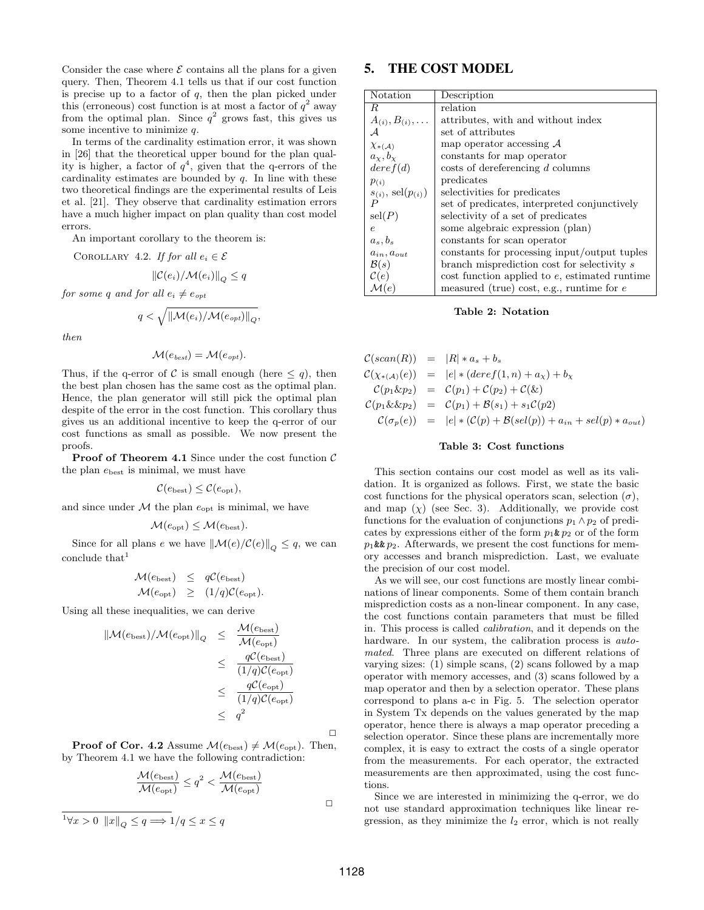Consider the case where $\mathcal{E}$ contains all the plans for a given query. Then, Theorem 4.1 tells us that if our cost function is precise up to a factor of $q$, then the plan picked under this (erroneous) cost function is at most a factor of $q^2$ away from the optimal plan. Since $q^2$ grows fast, this gives us some incentive to minimize $q$.

In terms of the cardinality estimation error, it was shown in [26] that the theoretical upper bound for the plan quality is higher, a factor of $q^4$, given that the q-errors of the cardinality estimates are bounded by $q$. In line with these two theoretical findings are the experimental results of Leis et al. [21]. They observe that cardinality estimation errors have a much higher impact on plan quality than cost model errors.

An important corollary to the theorem is:

Corollary 4.2. *If for all $e_i \in \mathcal{E}$*

$$\|\mathcal{C}(e_i)/\mathcal{M}(e_i)\|_Q \leq q$$

*for some $q$ and for all $e_i \neq e_{opt}$*

$$q < \sqrt{\|\mathcal{M}(e_i)/\mathcal{M}(e_{opt})\|_Q},$$

*then*

$$\mathcal{M}(e_{best}) = \mathcal{M}(e_{opt}).$$

Thus, if the q-error of $\mathcal{C}$ is small enough (here $\leq q$), then the best plan chosen has the same cost as the optimal plan. Hence, the plan generator will still pick the optimal plan despite of the error in the cost function. This corollary thus gives us an additional incentive to keep the q-error of our cost functions as small as possible. We now present the proofs.

**Proof of Theorem 4.1** Since under the cost function $\mathcal{C}$ the plan $e_{\text{best}}$ is minimal, we must have

$$\mathcal{C}(e_{\text{best}}) \leq \mathcal{C}(e_{\text{opt}}),$$

and since under $\mathcal{M}$ the plan $e_{\text{opt}}$ is minimal, we have

$$\mathcal{M}(e_{\text{opt}}) \leq \mathcal{M}(e_{\text{best}}).$$

Since for all plans $e$ we have $\|\mathcal{M}(e)/\mathcal{C}(e)\|_Q \leq q$, we can conclude that[1]

$$\begin{aligned}
\mathcal{M}(e_{\text{best}}) &\leq q\mathcal{C}(e_{\text{best}}) \\
\mathcal{M}(e_{\text{opt}}) &\geq (1/q)\mathcal{C}(e_{\text{opt}}).
\end{aligned}$$

Using all these inequalities, we can derive

$$\begin{aligned}
\|\mathcal{M}(e_{\text{best}})/\mathcal{M}(e_{\text{opt}})\|_Q &\leq \frac{\mathcal{M}(e_{\text{best}})}{\mathcal{M}(e_{\text{opt}})} \\
&\leq \frac{q\mathcal{C}(e_{\text{best}})}{(1/q)\mathcal{C}(e_{\text{opt}})} \\
&\leq \frac{q\mathcal{C}(e_{\text{opt}})}{(1/q)\mathcal{C}(e_{\text{opt}})} \\
&\leq q^2
\end{aligned}$$

□

**Proof of Cor. 4.2** Assume $\mathcal{M}(e_{\text{best}}) \neq \mathcal{M}(e_{\text{opt}})$. Then, by Theorem 4.1 we have the following contradiction:

$$\frac{\mathcal{M}(e_{\text{best}})}{\mathcal{M}(e_{\text{opt}})} \leq q^2 < \frac{\mathcal{M}(e_{\text{best}})}{\mathcal{M}(e_{\text{opt}})}$$

□

[1] $\forall x > 0 \;\; \|x\|_Q \leq q \Longrightarrow 1/q \leq x \leq q$

## 5. THE COST MODEL

| Notation | Description |
|---|---|
| $R$ | relation |
| $A_{(i)}, B_{(i)}, \ldots$ | attributes, with and without index |
| $\mathcal{A}$ | set of attributes |
| $\chi_{*(\mathcal{A})}$ | map operator accessing $\mathcal{A}$ |
| $a_\chi, b_\chi$ | constants for map operator |
| $deref(d)$ | costs of dereferencing $d$ columns |
| $p_{(i)}$ | predicates |
| $s_{(i)}$, $\text{sel}(p_{(i)})$ | selectivities for predicates |
| $P$ | set of predicates, interpreted conjunctively |
| $\text{sel}(P)$ | selectivity of a set of predicates |
| $e$ | some algebraic expression (plan) |
| $a_s, b_s$ | constants for scan operator |
| $a_{in}, a_{out}$ | constants for processing input/output tuples |
| $\mathcal{B}(s)$ | branch misprediction cost for selectivity $s$ |
| $\mathcal{C}(e)$ | cost function applied to $e$, estimated runtime |
| $\mathcal{M}(e)$ | measured (true) cost, e.g., runtime for $e$ |

**Table 2: Notation**

$$\begin{aligned}
\mathcal{C}(scan(R)) &= |R| * a_s + b_s \\
\mathcal{C}(\chi_{*(\mathcal{A})}(e)) &= |e| * (deref(1, n) + a_\chi) + b_\chi \\
\mathcal{C}(p_1 \& p_2) &= \mathcal{C}(p_1) + \mathcal{C}(p_2) + \mathcal{C}(\&) \\
\mathcal{C}(p_1 \&\& p_2) &= \mathcal{C}(p_1) + \mathcal{B}(s_1) + s_1 \mathcal{C}(p2) \\
\mathcal{C}(\sigma_p(e)) &= |e| * (\mathcal{C}(p) + \mathcal{B}(sel(p)) + a_{in} + sel(p) * a_{out})
\end{aligned}$$

**Table 3: Cost functions**

This section contains our cost model as well as its validation. It is organized as follows. First, we state the basic cost functions for the physical operators scan, selection ($\sigma$), and map ($\chi$) (see Sec. 3). Additionally, we provide cost functions for the evaluation of conjunctions $p_1 \wedge p_2$ of predicates by expressions either of the form $p_1$`&`$p_2$ or of the form $p_1$`&&`$p_2$. Afterwards, we present the cost functions for memory accesses and branch misprediction. Last, we evaluate the precision of our cost model.

As we will see, our cost functions are mostly linear combinations of linear components. Some of them contain branch misprediction costs as a non-linear component. In any case, the cost functions contain parameters that must be filled in. This process is called *calibration*, and it depends on the hardware. In our system, the calibration process is *automated*. Three plans are executed on different relations of varying sizes: (1) simple scans, (2) scans followed by a map operator with memory accesses, and (3) scans followed by a map operator and then by a selection operator. These plans correspond to plans a-c in Fig. 5. The selection operator in System Tx depends on the values generated by the map operator, hence there is always a map operator preceding a selection operator. Since these plans are incrementally more complex, it is easy to extract the costs of a single operator from the measurements. For each operator, the extracted measurements are then approximated, using the cost functions.

Since we are interested in minimizing the q-error, we do not use standard approximation techniques like linear regression, as they minimize the $l_2$ error, which is not really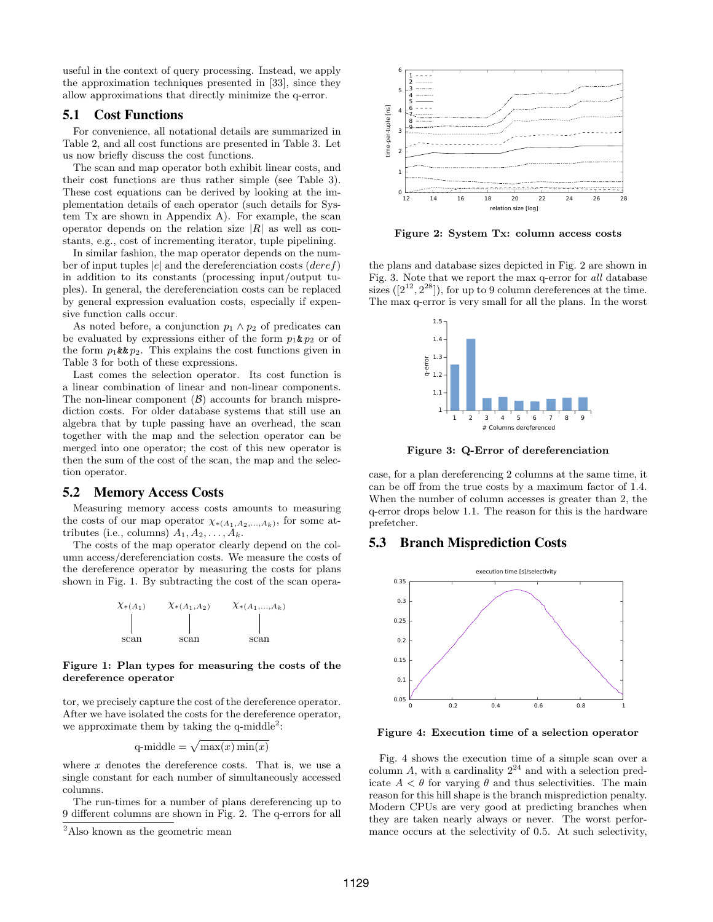useful in the context of query processing. Instead, we apply the approximation techniques presented in [33], since they allow approximations that directly minimize the q-error.

## 5.1 Cost Functions

For convenience, all notational details are summarized in Table 2, and all cost functions are presented in Table 3. Let us now briefly discuss the cost functions.

The scan and map operator both exhibit linear costs, and their cost functions are thus rather simple (see Table 3). These cost equations can be derived by looking at the implementation details of each operator (such details for System Tx are shown in Appendix A). For example, the scan operator depends on the relation size $|R|$ as well as constants, e.g., cost of incrementing iterator, tuple pipelining.

In similar fashion, the map operator depends on the number of input tuples $|e|$ and the dereferenciation costs ($deref$) in addition to its constants (processing input/output tuples). In general, the dereferenciation costs can be replaced by general expression evaluation costs, especially if expensive function calls occur.

As noted before, a conjunction $p_1 \wedge p_2$ of predicates can be evaluated by expressions either of the form $p_1 \& p_2$ or of the form $p_1 \&\& p_2$. This explains the cost functions given in Table 3 for both of these expressions.

Last comes the selection operator. Its cost function is a linear combination of linear and non-linear components. The non-linear component ($\mathcal{B}$) accounts for branch misprediction costs. For older database systems that still use an algebra that by tuple passing have an overhead, the scan together with the map and the selection operator can be merged into one operator; the cost of this new operator is then the sum of the cost of the scan, the map and the selection operator.

## 5.2 Memory Access Costs

Measuring memory access costs amounts to measuring the costs of our map operator $\chi_{*(A_1,A_2,\ldots,A_k)}$, for some attributes (i.e., columns) $A_1, A_2, \ldots, A_k$.

The costs of the map operator clearly depend on the column access/dereferenciation costs. We measure the costs of the dereference operator by measuring the costs for plans shown in Fig. 1. By subtracting the cost of the scan operator, we precisely capture the cost of the dereference operator. After we have isolated the costs for the dereference operator, we approximate them by taking the q-middle[2]:

$$\text{q-middle} = \sqrt{\max(x)\min(x)}$$

where $x$ denotes the dereference costs. That is, we use a single constant for each number of simultaneously accessed columns.

**Figure 1: Plan types for measuring the costs of the dereference operator**

The run-times for a number of plans dereferencing up to 9 different columns are shown in Fig. 2. The q-errors for all the plans and database sizes depicted in Fig. 2 are shown in Fig. 3. Note that we report the max q-error for *all* database sizes ($[2^{12}, 2^{28}]$), for up to 9 column dereferences at the time. The max q-error is very small for all the plans. In the worst case, for a plan dereferencing 2 columns at the same time, it can be off from the true costs by a maximum factor of 1.4. When the number of column accesses is greater than 2, the q-error drops below 1.1. The reason for this is the hardware prefetcher.

**Figure 2: System Tx: column access costs**

**Figure 3: Q-Error of dereferenciation**

## 5.3 Branch Misprediction Costs

**Figure 4: Execution time of a selection operator**

Fig. 4 shows the execution time of a simple scan over a column $A$, with a cardinality $2^{24}$ and with a selection predicate $A < \theta$ for varying $\theta$ and thus selectivities. The main reason for this hill shape is the branch misprediction penalty. Modern CPUs are very good at predicting branches when they are taken nearly always or never. The worst performance occurs at the selectivity of 0.5. At such selectivity,

[2]Also known as the geometric mean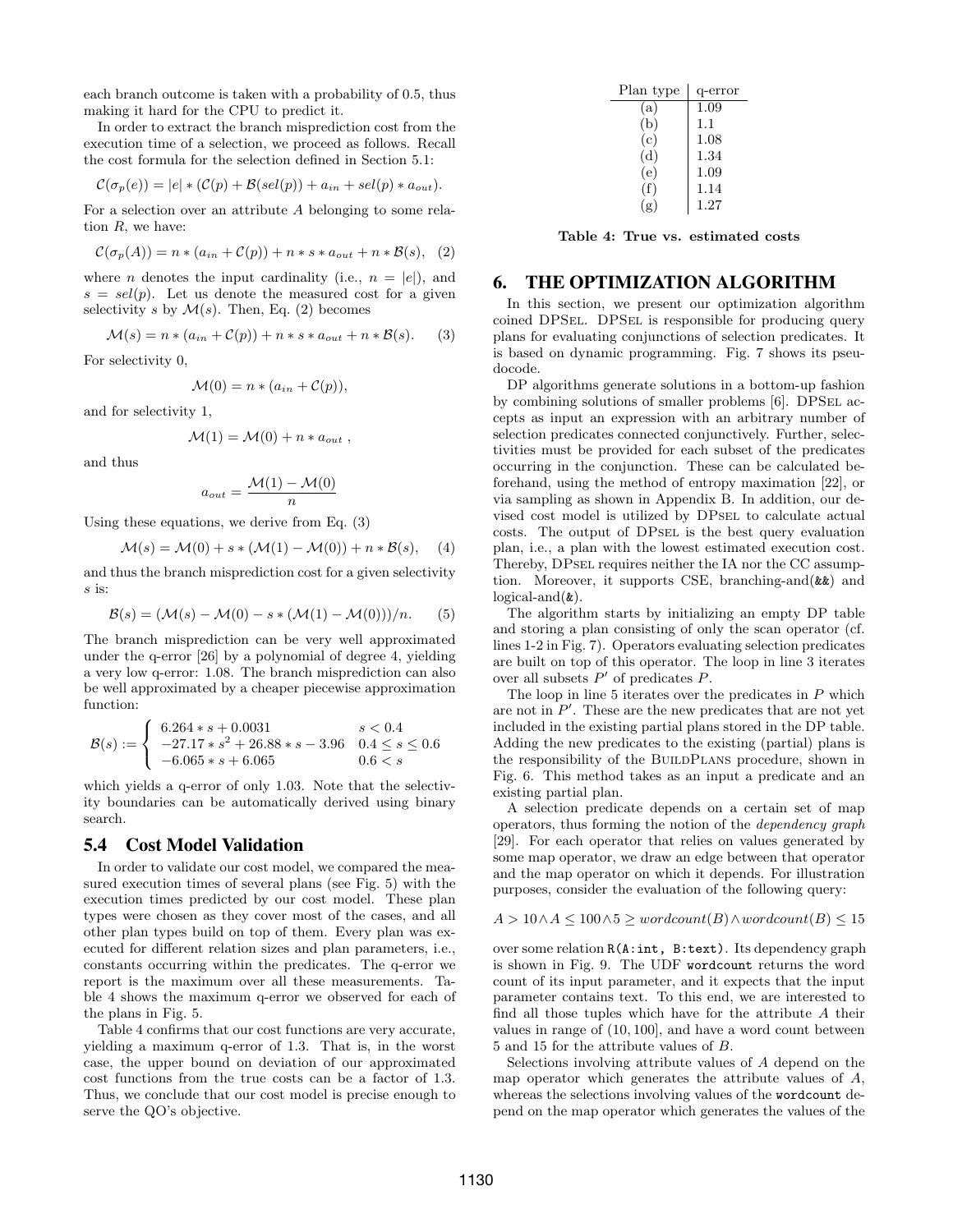each branch outcome is taken with a probability of 0.5, thus making it hard for the CPU to predict it.

In order to extract the branch misprediction cost from the execution time of a selection, we proceed as follows. Recall the cost formula for the selection defined in Section 5.1:

$$\mathcal{C}(\sigma_p(e)) = |e| * (\mathcal{C}(p) + \mathcal{B}(sel(p)) + a_{in} + sel(p) * a_{out}).$$

For a selection over an attribute $A$ belonging to some relation $R$, we have:

$$\mathcal{C}(\sigma_p(A)) = n * (a_{in} + \mathcal{C}(p)) + n * s * a_{out} + n * \mathcal{B}(s), \quad (2)$$

where $n$ denotes the input cardinality (i.e., $n = |e|$), and $s = sel(p)$. Let us denote the measured cost for a given selectivity $s$ by $\mathcal{M}(s)$. Then, Eq. (2) becomes

$$\mathcal{M}(s) = n * (a_{in} + \mathcal{C}(p)) + n * s * a_{out} + n * \mathcal{B}(s). \quad (3)$$

For selectivity 0,

$$\mathcal{M}(0) = n * (a_{in} + \mathcal{C}(p)),$$

and for selectivity 1,

$$\mathcal{M}(1) = \mathcal{M}(0) + n * a_{out} \ ,$$

and thus

$$a_{out} = \frac{\mathcal{M}(1) - \mathcal{M}(0)}{n}$$

Using these equations, we derive from Eq. (3)

$$\mathcal{M}(s) = \mathcal{M}(0) + s * (\mathcal{M}(1) - \mathcal{M}(0)) + n * \mathcal{B}(s), \quad (4)$$

and thus the branch misprediction cost for a given selectivity $s$ is:

$$\mathcal{B}(s) = (\mathcal{M}(s) - \mathcal{M}(0) - s * (\mathcal{M}(1) - \mathcal{M}(0)))/n. \quad (5)$$

The branch misprediction can be very well approximated under the q-error [26] by a polynomial of degree 4, yielding a very low q-error: 1.08. The branch misprediction can also be well approximated by a cheaper piecewise approximation function:

$$\mathcal{B}(s) := \begin{cases} 6.264 * s + 0.0031 & s < 0.4 \\ -27.17 * s^2 + 26.88 * s - 3.96 & 0.4 \leq s \leq 0.6 \\ -6.065 * s + 6.065 & 0.6 < s \end{cases}$$

which yields a q-error of only 1.03. Note that the selectivity boundaries can be automatically derived using binary search.

## 5.4 Cost Model Validation

In order to validate our cost model, we compared the measured execution times of several plans (see Fig. 5) with the execution times predicted by our cost model. These plan types were chosen as they cover most of the cases, and all other plan types build on top of them. Every plan was executed for different relation sizes and plan parameters, i.e., constants occurring within the predicates. The q-error we report is the maximum over all these measurements. Table 4 shows the maximum q-error we observed for each of the plans in Fig. 5.

Table 4 confirms that our cost functions are very accurate, yielding a maximum q-error of 1.3. That is, in the worst case, the upper bound on deviation of our approximated cost functions from the true costs can be a factor of 1.3. Thus, we conclude that our cost model is precise enough to serve the QO's objective.

| Plan type | q-error |
|---|---|
| (a) | 1.09 |
| (b) | 1.1 |
| (c) | 1.08 |
| (d) | 1.34 |
| (e) | 1.09 |
| (f) | 1.14 |
| (g) | 1.27 |

**Table 4: True vs. estimated costs**

# 6. THE OPTIMIZATION ALGORITHM

In this section, we present our optimization algorithm coined DPSEL. DPSEL is responsible for producing query plans for evaluating conjunctions of selection predicates. It is based on dynamic programming. Fig. 7 shows its pseudocode.

DP algorithms generate solutions in a bottom-up fashion by combining solutions of smaller problems [6]. DPSEL accepts as input an expression with an arbitrary number of selection predicates connected conjunctively. Further, selectivities must be provided for each subset of the predicates occurring in the conjunction. These can be calculated beforehand, using the method of entropy maximation [22], or via sampling as shown in Appendix B. In addition, our devised cost model is utilized by DPSEL to calculate actual costs. The output of DPSEL is the best query evaluation plan, i.e., a plan with the lowest estimated execution cost. Thereby, DPSEL requires neither the IA nor the CC assumption. Moreover, it supports CSE, branching-and(`&&`) and logical-and(`&`).

The algorithm starts by initializing an empty DP table and storing a plan consisting of only the scan operator (cf. lines 1-2 in Fig. 7). Operators evaluating selection predicates are built on top of this operator. The loop in line 3 iterates over all subsets $P'$ of predicates $P$.

The loop in line 5 iterates over the predicates in $P$ which are not in $P'$. These are the new predicates that are not yet included in the existing partial plans stored in the DP table. Adding the new predicates to the existing (partial) plans is the responsibility of the BUILDPLANS procedure, shown in Fig. 6. This method takes as an input a predicate and an existing partial plan.

A selection predicate depends on a certain set of map operators, thus forming the notion of the *dependency graph* [29]. For each operator that relies on values generated by some map operator, we draw an edge between that operator and the map operator on which it depends. For illustration purposes, consider the evaluation of the following query:

$$A > 10 \wedge A \leq 100 \wedge 5 \geq wordcount(B) \wedge wordcount(B) \leq 15$$

over some relation `R(A:int, B:text)`. Its dependency graph is shown in Fig. 9. The UDF `wordcount` returns the word count of its input parameter, and it expects that the input parameter contains text. To this end, we are interested to find all those tuples which have for the attribute $A$ their values in range of $(10, 100]$, and have a word count between 5 and 15 for the attribute values of $B$.

Selections involving attribute values of $A$ depend on the map operator which generates the attribute values of $A$, whereas the selections involving values of the `wordcount` depend on the map operator which generates the values of the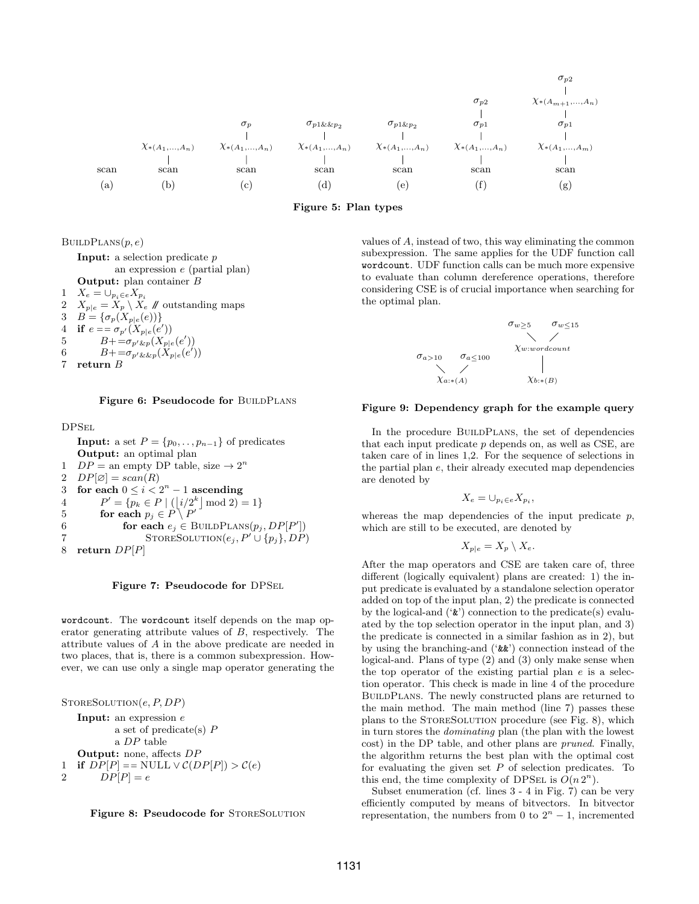scan (a)

$\chi_{*(A_1,\ldots,A_n)}$ — scan (b)

$\sigma_p$ — $\chi_{*(A_1,\ldots,A_n)}$ — scan (c)

$\sigma_{p1\&\&p_2}$ — $\chi_{*(A_1,\ldots,A_n)}$ — scan (d)

$\sigma_{p1\&p_2}$ — $\chi_{*(A_1,\ldots,A_n)}$ — scan (e)

$\sigma_{p2}$ — $\sigma_{p1}$ — $\chi_{*(A_1,\ldots,A_n)}$ — scan (f)

$\sigma_{p2}$ — $\chi_{*(A_{m+1},\ldots,A_n)}$ — $\sigma_{p1}$ — $\chi_{*(A_1,\ldots,A_m)}$ — scan (g)

**Figure 5: Plan types**

```
BuildPlans(p, e)
    Input: a selection predicate p
           an expression e (partial plan)
    Output: plan container B
1   X_e = ∪_{p_i ∈ e} X_{p_i}
2   X_{p|e} = X_p \ X_e  // outstanding maps
3   B = {σ_p(X_{p|e}(e))}
4   if e == σ_{p'}(X_{p|e}(e'))
5       B += σ_{p'&p}(X_{p|e}(e'))
6       B += σ_{p'&&p}(X_{p|e}(e'))
7   return B
```

**Figure 6: Pseudocode for BuildPlans**

```
DPSel
    Input: a set P = {p_0, .., p_{n-1}} of predicates
    Output: an optimal plan
1   DP = an empty DP table, size → 2^n
2   DP[∅] = scan(R)
3   for each 0 ≤ i < 2^n − 1 ascending
4       P' = {p_k ∈ P | (⌊i/2^k⌋ mod 2) = 1}
5       for each p_j ∈ P \ P'
6           for each e_j ∈ BuildPlans(p_j, DP[P'])
7               StoreSolution(e_j, P' ∪ {p_j}, DP)
8   return DP[P]
```

**Figure 7: Pseudocode for DPSel**

wordcount. The wordcount itself depends on the map operator generating attribute values of $B$, respectively. The attribute values of $A$ in the above predicate are needed in two places, that is, there is a common subexpression. However, we can use only a single map operator generating the

```
StoreSolution(e, P, DP)
    Input: an expression e
           a set of predicate(s) P
           a DP table
    Output: none, affects DP
1   if DP[P] == NULL ∨ C(DP[P]) > C(e)
2       DP[P] = e
```

**Figure 8: Pseudocode for StoreSolution**

values of $A$, instead of two, this way eliminating the common subexpression. The same applies for the UDF function call wordcount. UDF function calls can be much more expensive to evaluate than column dereference operations, therefore considering CSE is of crucial importance when searching for the optimal plan.

$\sigma_{a>10}$, $\sigma_{a\leq 100}$ → $\chi_{a:*(A)}$; $\sigma_{w\geq 5}$, $\sigma_{w\leq 15}$ → $\chi_{w:wordcount}$ → $\chi_{b:*(B)}$

**Figure 9: Dependency graph for the example query**

In the procedure BuildPlans, the set of dependencies that each input predicate $p$ depends on, as well as CSE, are taken care of in lines 1,2. For the sequence of selections in the partial plan $e$, their already executed map dependencies are denoted by

$$X_e = \cup_{p_i \in e} X_{p_i},$$

whereas the map dependencies of the input predicate $p$, which are still to be executed, are denoted by

$$X_{p|e} = X_p \setminus X_e.$$

After the map operators and CSE are taken care of, three different (logically equivalent) plans are created: 1) the input predicate is evaluated by a standalone selection operator added on top of the input plan, 2) the predicate is connected by the logical-and ('&') connection to the predicate(s) evaluated by the top selection operator in the input plan, and 3) the predicate is connected in a similar fashion as in 2), but by using the branching-and ('&&') connection instead of the logical-and. Plans of type (2) and (3) only make sense when the top operator of the existing partial plan $e$ is a selection operator. This check is made in line 4 of the procedure BuildPlans. The newly constructed plans are returned to the main method. The main method (line 7) passes these plans to the StoreSolution procedure (see Fig. 8), which in turn stores the *dominating* plan (the plan with the lowest cost) in the DP table, and other plans are *pruned*. Finally, the algorithm returns the best plan with the optimal cost for evaluating the given set $P$ of selection predicates. To this end, the time complexity of DPSel is $O(n\,2^n)$.

Subset enumeration (cf. lines 3 - 4 in Fig. 7) can be very efficiently computed by means of bitvectors. In bitvector representation, the numbers from 0 to $2^n - 1$, incremented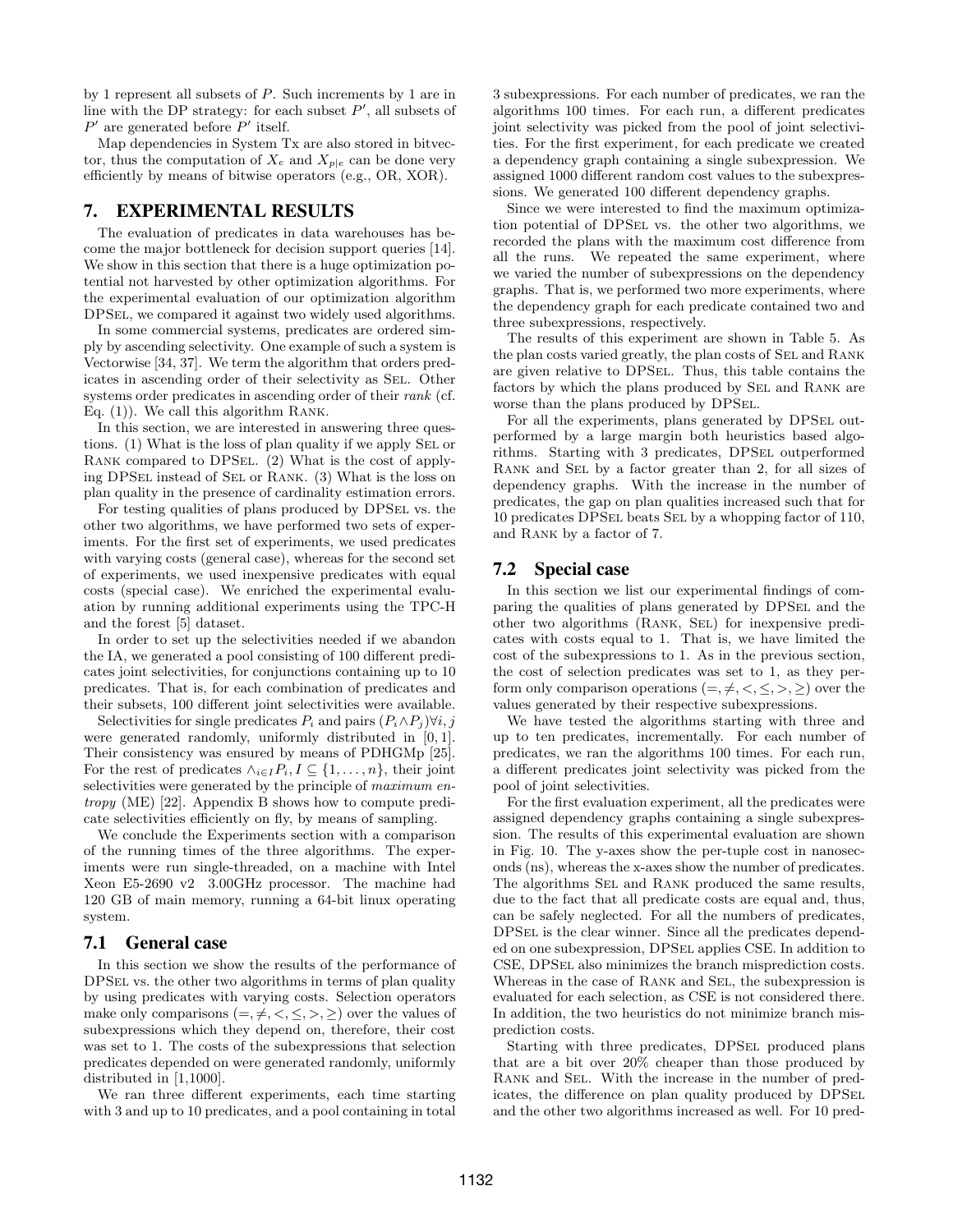by 1 represent all subsets of $P$. Such increments by 1 are in line with the DP strategy: for each subset $P'$, all subsets of $P'$ are generated before $P'$ itself.

Map dependencies in System Tx are also stored in bitvector, thus the computation of $X_e$ and $X_{p|e}$ can be done very efficiently by means of bitwise operators (e.g., OR, XOR).

## 7. EXPERIMENTAL RESULTS

The evaluation of predicates in data warehouses has become the major bottleneck for decision support queries [14]. We show in this section that there is a huge optimization potential not harvested by other optimization algorithms. For the experimental evaluation of our optimization algorithm DPSel, we compared it against two widely used algorithms.

In some commercial systems, predicates are ordered simply by ascending selectivity. One example of such a system is Vectorwise [34, 37]. We term the algorithm that orders predicates in ascending order of their selectivity as Sel. Other systems order predicates in ascending order of their *rank* (cf. Eq. (1)). We call this algorithm Rank.

In this section, we are interested in answering three questions. (1) What is the loss of plan quality if we apply Sel or Rank compared to DPSel. (2) What is the cost of applying DPSel instead of Sel or Rank. (3) What is the loss on plan quality in the presence of cardinality estimation errors.

For testing qualities of plans produced by DPSel vs. the other two algorithms, we have performed two sets of experiments. For the first set of experiments, we used predicates with varying costs (general case), whereas for the second set of experiments, we used inexpensive predicates with equal costs (special case). We enriched the experimental evaluation by running additional experiments using the TPC-H and the forest [5] dataset.

In order to set up the selectivities needed if we abandon the IA, we generated a pool consisting of 100 different predicates joint selectivities, for conjunctions containing up to 10 predicates. That is, for each combination of predicates and their subsets, 100 different joint selectivities were available.

Selectivities for single predicates $P_i$ and pairs $(P_i \wedge P_j) \forall i, j$ were generated randomly, uniformly distributed in $[0, 1]$. Their consistency was ensured by means of PDHGMp [25]. For the rest of predicates $\wedge_{i \in I} P_i, I \subseteq \{1, \ldots, n\}$, their joint selectivities were generated by the principle of *maximum entropy* (ME) [22]. Appendix B shows how to compute predicate selectivities efficiently on fly, by means of sampling.

We conclude the Experiments section with a comparison of the running times of the three algorithms. The experiments were run single-threaded, on a machine with Intel Xeon E5-2690 v2 3.00GHz processor. The machine had 120 GB of main memory, running a 64-bit linux operating system.

### 7.1 General case

In this section we show the results of the performance of DPSel vs. the other two algorithms in terms of plan quality by using predicates with varying costs. Selection operators make only comparisons $(=, \neq, <, \leq, >, \geq)$ over the values of subexpressions which they depend on, therefore, their cost was set to 1. The costs of the subexpressions that selection predicates depended on were generated randomly, uniformly distributed in [1,1000].

We ran three different experiments, each time starting with 3 and up to 10 predicates, and a pool containing in total 3 subexpressions. For each number of predicates, we ran the algorithms 100 times. For each run, a different predicates joint selectivity was picked from the pool of joint selectivities. For the first experiment, for each predicate we created a dependency graph containing a single subexpression. We assigned 1000 different random cost values to the subexpressions. We generated 100 different dependency graphs.

Since we were interested to find the maximum optimization potential of DPSel vs. the other two algorithms, we recorded the plans with the maximum cost difference from all the runs. We repeated the same experiment, where we varied the number of subexpressions on the dependency graphs. That is, we performed two more experiments, where the dependency graph for each predicate contained two and three subexpressions, respectively.

The results of this experiment are shown in Table 5. As the plan costs varied greatly, the plan costs of Sel and Rank are given relative to DPSel. Thus, this table contains the factors by which the plans produced by Sel and Rank are worse than the plans produced by DPSel.

For all the experiments, plans generated by DPSel outperformed by a large margin both heuristics based algorithms. Starting with 3 predicates, DPSel outperformed Rank and Sel by a factor greater than 2, for all sizes of dependency graphs. With the increase in the number of predicates, the gap on plan qualities increased such that for 10 predicates DPSel beats Sel by a whopping factor of 110, and Rank by a factor of 7.

### 7.2 Special case

In this section we list our experimental findings of comparing the qualities of plans generated by DPSel and the other two algorithms (Rank, Sel) for inexpensive predicates with costs equal to 1. That is, we have limited the cost of the subexpressions to 1. As in the previous section, the cost of selection predicates was set to 1, as they perform only comparison operations $(=, \neq, <, \leq, >, \geq)$ over the values generated by their respective subexpressions.

We have tested the algorithms starting with three and up to ten predicates, incrementally. For each number of predicates, we ran the algorithms 100 times. For each run, a different predicates joint selectivity was picked from the pool of joint selectivities.

For the first evaluation experiment, all the predicates were assigned dependency graphs containing a single subexpression. The results of this experimental evaluation are shown in Fig. 10. The y-axes show the per-tuple cost in nanoseconds (ns), whereas the x-axes show the number of predicates. The algorithms Sel and Rank produced the same results, due to the fact that all predicate costs are equal and, thus, can be safely neglected. For all the numbers of predicates, DPSel is the clear winner. Since all the predicates depended on one subexpression, DPSel applies CSE. In addition to CSE, DPSel also minimizes the branch misprediction costs. Whereas in the case of Rank and Sel, the subexpression is evaluated for each selection, as CSE is not considered there. In addition, the two heuristics do not minimize branch misprediction costs.

Starting with three predicates, DPSel produced plans that are a bit over 20% cheaper than those produced by Rank and Sel. With the increase in the number of predicates, the difference on plan quality produced by DPSel and the other two algorithms increased as well. For 10 pred-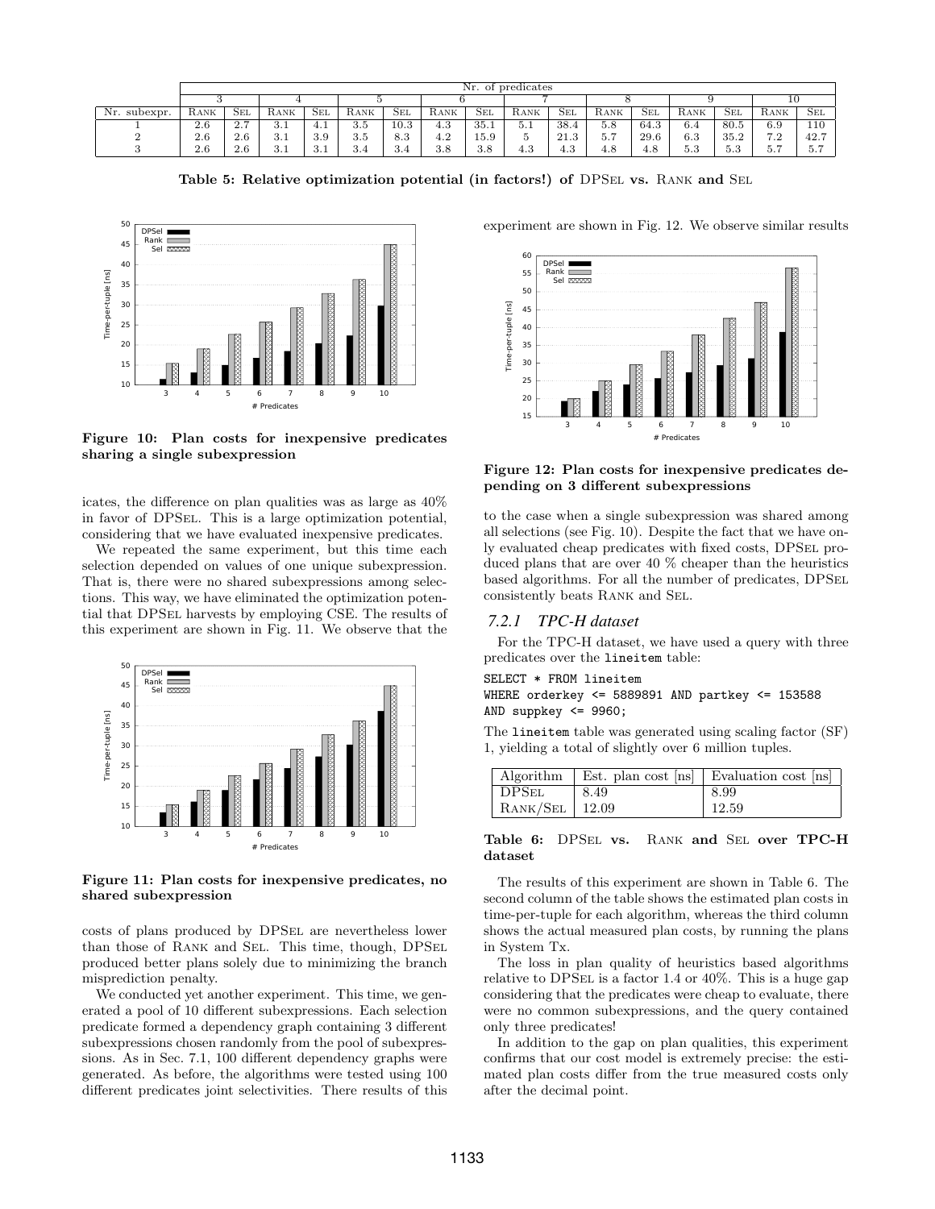| | Nr. of predicates | | | | | | | | | | | | | | | |
|---|---|---|---|---|---|---|---|---|---|---|---|---|---|---|---|---|
| | 3 | | 4 | | 5 | | 6 | | 7 | | 8 | | 9 | | 10 | |
| Nr. subexpr. | RANK | SEL | RANK | SEL | RANK | SEL | RANK | SEL | RANK | SEL | RANK | SEL | RANK | SEL | RANK | SEL |
| 1 | 2.6 | 2.7 | 3.1 | 4.1 | 3.5 | 10.3 | 4.3 | 35.1 | 5.1 | 38.4 | 5.8 | 64.3 | 6.4 | 80.5 | 6.9 | 110 |
| 2 | 2.6 | 2.6 | 3.1 | 3.9 | 3.5 | 8.3 | 4.2 | 15.9 | 5 | 21.3 | 5.7 | 29.6 | 6.3 | 35.2 | 7.2 | 42.7 |
| 3 | 2.6 | 2.6 | 3.1 | 3.1 | 3.4 | 3.4 | 3.8 | 3.8 | 4.3 | 4.3 | 4.8 | 4.8 | 5.3 | 5.3 | 5.7 | 5.7 |

**Table 5: Relative optimization potential (in factors!) of DPSEL vs. RANK and SEL**

**Figure 10: Plan costs for inexpensive predicates sharing a single subexpression**

icates, the difference on plan qualities was as large as 40% in favor of DPSEL. This is a large optimization potential, considering that we have evaluated inexpensive predicates.

We repeated the same experiment, but this time each selection depended on values of one unique subexpression. That is, there were no shared subexpressions among selections. This way, we have eliminated the optimization potential that DPSEL harvests by employing CSE. The results of this experiment are shown in Fig. 11. We observe that the

**Figure 11: Plan costs for inexpensive predicates, no shared subexpression**

costs of plans produced by DPSEL are nevertheless lower than those of RANK and SEL. This time, though, DPSEL produced better plans solely due to minimizing the branch misprediction penalty.

We conducted yet another experiment. This time, we generated a pool of 10 different subexpressions. Each selection predicate formed a dependency graph containing 3 different subexpressions chosen randomly from the pool of subexpressions. As in Sec. 7.1, 100 different dependency graphs were generated. As before, the algorithms were tested using 100 different predicates joint selectivities. There results of this experiment are shown in Fig. 12. We observe similar results

**Figure 12: Plan costs for inexpensive predicates depending on 3 different subexpressions**

to the case when a single subexpression was shared among all selections (see Fig. 10). Despite the fact that we have only evaluated cheap predicates with fixed costs, DPSEL produced plans that are over 40 % cheaper than the heuristics based algorithms. For all the number of predicates, DPSEL consistently beats RANK and SEL.

### *7.2.1 TPC-H dataset*

For the TPC-H dataset, we have used a query with three predicates over the `lineitem` table:

```
SELECT * FROM lineitem
WHERE orderkey <= 5889891 AND partkey <= 153588
AND suppkey <= 9960;
```

The `lineitem` table was generated using scaling factor (SF) 1, yielding a total of slightly over 6 million tuples.

| Algorithm | Est. plan cost [ns] | Evaluation cost [ns] |
|---|---|---|
| DPSEL | 8.49 | 8.99 |
| RANK/SEL | 12.09 | 12.59 |

**Table 6: DPSEL vs. RANK and SEL over TPC-H dataset**

The results of this experiment are shown in Table 6. The second column of the table shows the estimated plan costs in time-per-tuple for each algorithm, whereas the third column shows the actual measured plan costs, by running the plans in System Tx.

The loss in plan quality of heuristics based algorithms relative to DPSEL is a factor 1.4 or 40%. This is a huge gap considering that the predicates were cheap to evaluate, there were no common subexpressions, and the query contained only three predicates!

In addition to the gap on plan qualities, this experiment confirms that our cost model is extremely precise: the estimated plan costs differ from the true measured costs only after the decimal point.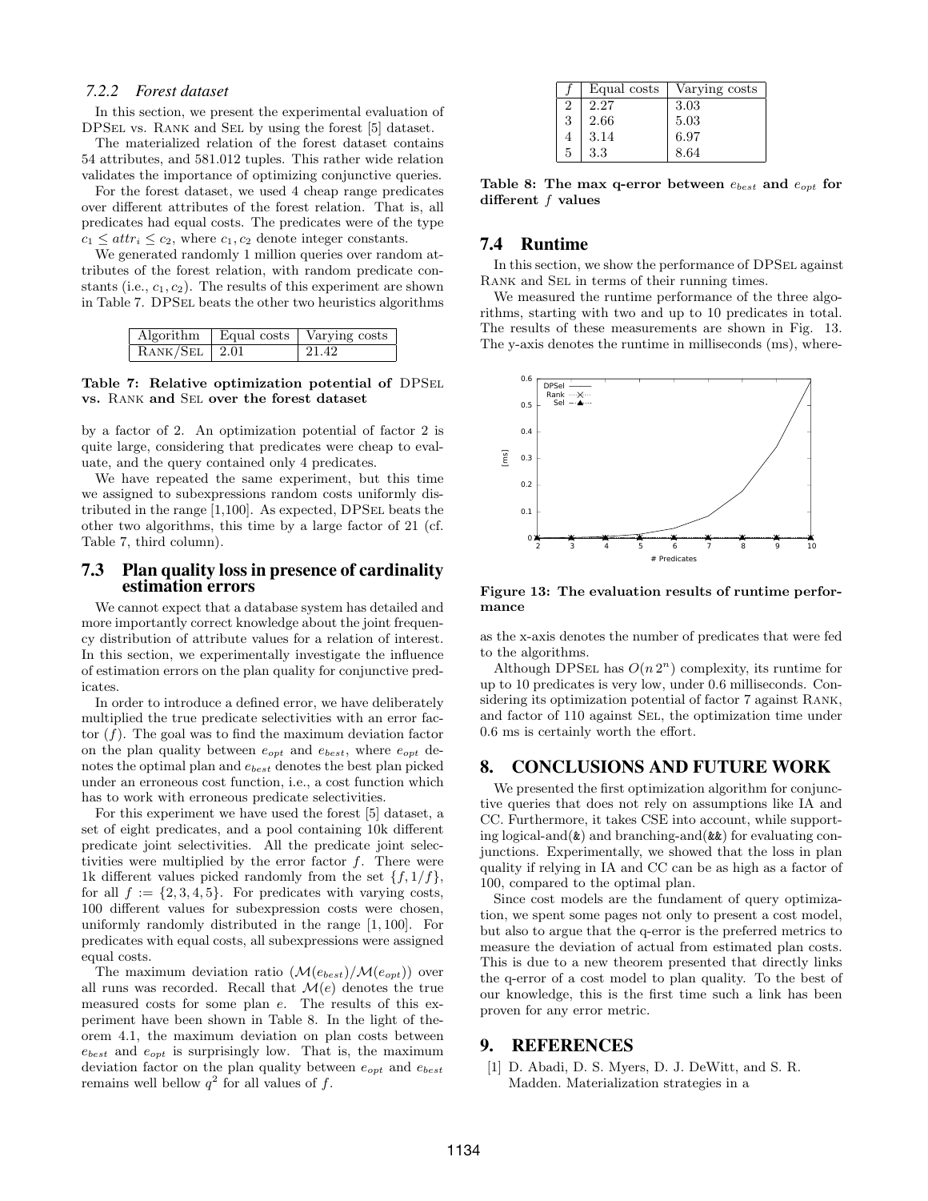### 7.2.2 Forest dataset

In this section, we present the experimental evaluation of DPSEL vs. RANK and SEL by using the forest [5] dataset.

The materialized relation of the forest dataset contains 54 attributes, and 581.012 tuples. This rather wide relation validates the importance of optimizing conjunctive queries.

For the forest dataset, we used 4 cheap range predicates over different attributes of the forest relation. That is, all predicates had equal costs. The predicates were of the type $c_1 \leq attr_i \leq c_2$, where $c_1, c_2$ denote integer constants.

We generated randomly 1 million queries over random attributes of the forest relation, with random predicate constants (i.e., $c_1, c_2$). The results of this experiment are shown in Table 7. DPSEL beats the other two heuristics algorithms by a factor of 2. An optimization potential of factor 2 is quite large, considering that predicates were cheap to evaluate, and the query contained only 4 predicates.

| Algorithm | Equal costs | Varying costs |
|---|---|---|
| RANK/SEL | 2.01 | 21.42 |

**Table 7: Relative optimization potential of DPSEL vs. RANK and SEL over the forest dataset**

We have repeated the same experiment, but this time we assigned to subexpressions random costs uniformly distributed in the range [1,100]. As expected, DPSEL beats the other two algorithms, this time by a large factor of 21 (cf. Table 7, third column).

## 7.3 Plan quality loss in presence of cardinality estimation errors

We cannot expect that a database system has detailed and more importantly correct knowledge about the joint frequency distribution of attribute values for a relation of interest. In this section, we experimentally investigate the influence of estimation errors on the plan quality for conjunctive predicates.

In order to introduce a defined error, we have deliberately multiplied the true predicate selectivities with an error factor ($f$). The goal was to find the maximum deviation factor on the plan quality between $e_{opt}$ and $e_{best}$, where $e_{opt}$ denotes the optimal plan and $e_{best}$ denotes the best plan picked under an erroneous cost function, i.e., a cost function which has to work with erroneous predicate selectivities.

For this experiment we have used the forest [5] dataset, a set of eight predicates, and a pool containing 10k different predicate joint selectivities. All the predicate joint selectivities were multiplied by the error factor $f$. There were 1k different values picked randomly from the set $\{f, 1/f\}$, for all $f := \{2, 3, 4, 5\}$. For predicates with varying costs, 100 different values for subexpression costs were chosen, uniformly randomly distributed in the range $[1, 100]$. For predicates with equal costs, all subexpressions were assigned equal costs.

The maximum deviation ratio ($\mathcal{M}(e_{best})/\mathcal{M}(e_{opt})$) over all runs was recorded. Recall that $\mathcal{M}(e)$ denotes the true measured costs for some plan $e$. The results of this experiment have been shown in Table 8. In the light of theorem 4.1, the maximum deviation on plan costs between $e_{best}$ and $e_{opt}$ is surprisingly low. That is, the maximum deviation factor on the plan quality between $e_{opt}$ and $e_{best}$ remains well bellow $q^2$ for all values of $f$.

| $f$ | Equal costs | Varying costs |
|---|---|---|
| 2 | 2.27 | 3.03 |
| 3 | 2.66 | 5.03 |
| 4 | 3.14 | 6.97 |
| 5 | 3.3 | 8.64 |

**Table 8: The max q-error between $e_{best}$ and $e_{opt}$ for different $f$ values**

## 7.4 Runtime

In this section, we show the performance of DPSEL against RANK and SEL in terms of their running times.

We measured the runtime performance of the three algorithms, starting with two and up to 10 predicates in total. The results of these measurements are shown in Fig. 13. The y-axis denotes the runtime in milliseconds (ms), whereas the x-axis denotes the number of predicates that were fed to the algorithms.

**Figure 13: The evaluation results of runtime performance**

Although DPSEL has $O(n\,2^n)$ complexity, its runtime for up to 10 predicates is very low, under 0.6 milliseconds. Considering its optimization potential of factor 7 against RANK, and factor of 110 against SEL, the optimization time under 0.6 ms is certainly worth the effort.

# 8. CONCLUSIONS AND FUTURE WORK

We presented the first optimization algorithm for conjunctive queries that does not rely on assumptions like IA and CC. Furthermore, it takes CSE into account, while supporting logical-and(&) and branching-and(&&) for evaluating conjunctions. Experimentally, we showed that the loss in plan quality if relying in IA and CC can be as high as a factor of 100, compared to the optimal plan.

Since cost models are the fundament of query optimization, we spent some pages not only to present a cost model, but also to argue that the q-error is the preferred metrics to measure the deviation of actual from estimated plan costs. This is due to a new theorem presented that directly links the q-error of a cost model to plan quality. To the best of our knowledge, this is the first time such a link has been proven for any error metric.

# 9. REFERENCES

[1] D. Abadi, D. S. Myers, D. J. DeWitt, and S. R. Madden. Materialization strategies in a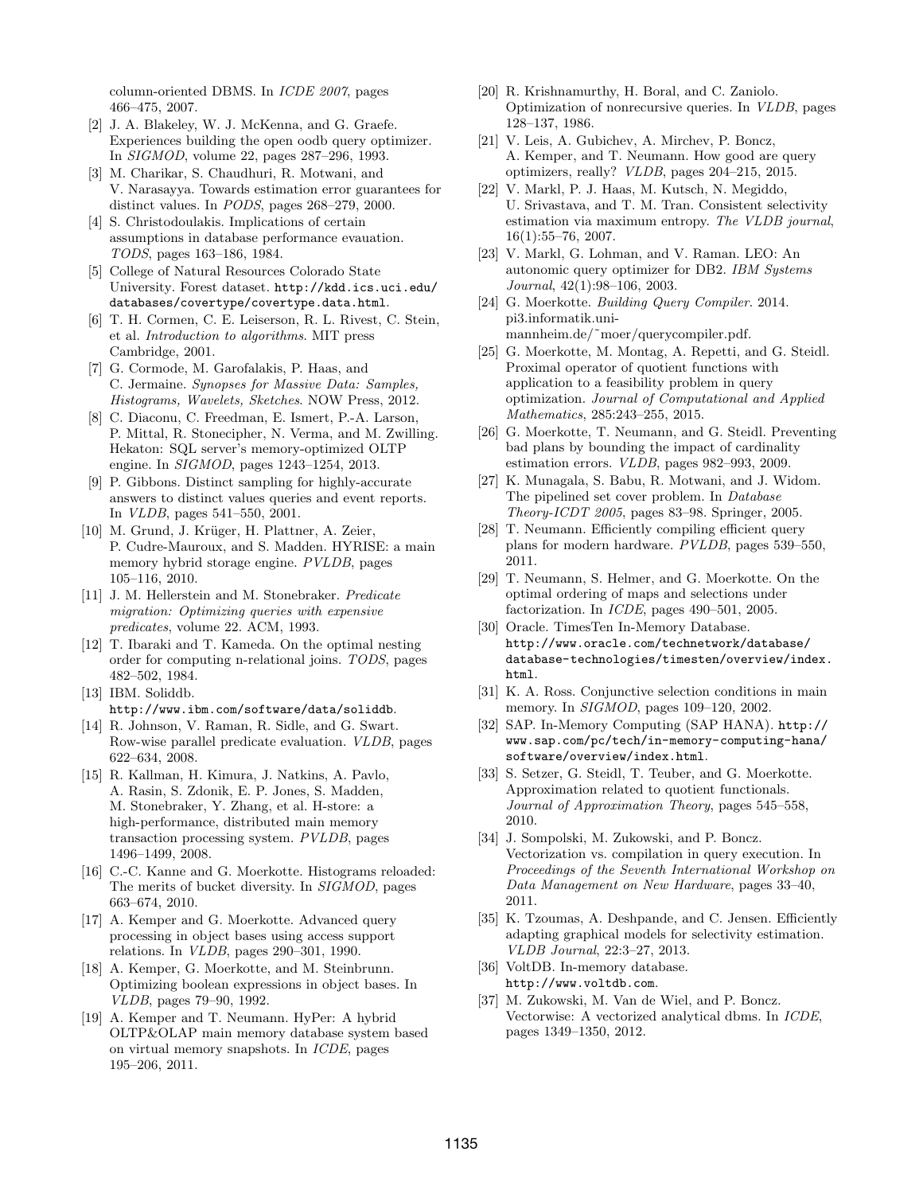column-oriented DBMS. In *ICDE 2007*, pages 466–475, 2007.

[2] J. A. Blakeley, W. J. McKenna, and G. Graefe. Experiences building the open oodb query optimizer. In *SIGMOD*, volume 22, pages 287–296, 1993.

[3] M. Charikar, S. Chaudhuri, R. Motwani, and V. Narasayya. Towards estimation error guarantees for distinct values. In *PODS*, pages 268–279, 2000.

[4] S. Christodoulakis. Implications of certain assumptions in database performance evauation. *TODS*, pages 163–186, 1984.

[5] College of Natural Resources Colorado State University. Forest dataset. http://kdd.ics.uci.edu/databases/covertype/covertype.data.html.

[6] T. H. Cormen, C. E. Leiserson, R. L. Rivest, C. Stein, et al. *Introduction to algorithms*. MIT press Cambridge, 2001.

[7] G. Cormode, M. Garofalakis, P. Haas, and C. Jermaine. *Synopses for Massive Data: Samples, Histograms, Wavelets, Sketches*. NOW Press, 2012.

[8] C. Diaconu, C. Freedman, E. Ismert, P.-A. Larson, P. Mittal, R. Stonecipher, N. Verma, and M. Zwilling. Hekaton: SQL server's memory-optimized OLTP engine. In *SIGMOD*, pages 1243–1254, 2013.

[9] P. Gibbons. Distinct sampling for highly-accurate answers to distinct values queries and event reports. In *VLDB*, pages 541–550, 2001.

[10] M. Grund, J. Krüger, H. Plattner, A. Zeier, P. Cudre-Mauroux, and S. Madden. HYRISE: a main memory hybrid storage engine. *PVLDB*, pages 105–116, 2010.

[11] J. M. Hellerstein and M. Stonebraker. *Predicate migration: Optimizing queries with expensive predicates*, volume 22. ACM, 1993.

[12] T. Ibaraki and T. Kameda. On the optimal nesting order for computing n-relational joins. *TODS*, pages 482–502, 1984.

[13] IBM. Soliddb. http://www.ibm.com/software/data/soliddb.

[14] R. Johnson, V. Raman, R. Sidle, and G. Swart. Row-wise parallel predicate evaluation. *VLDB*, pages 622–634, 2008.

[15] R. Kallman, H. Kimura, J. Natkins, A. Pavlo, A. Rasin, S. Zdonik, E. P. Jones, S. Madden, M. Stonebraker, Y. Zhang, et al. H-store: a high-performance, distributed main memory transaction processing system. *PVLDB*, pages 1496–1499, 2008.

[16] C.-C. Kanne and G. Moerkotte. Histograms reloaded: The merits of bucket diversity. In *SIGMOD*, pages 663–674, 2010.

[17] A. Kemper and G. Moerkotte. Advanced query processing in object bases using access support relations. In *VLDB*, pages 290–301, 1990.

[18] A. Kemper, G. Moerkotte, and M. Steinbrunn. Optimizing boolean expressions in object bases. In *VLDB*, pages 79–90, 1992.

[19] A. Kemper and T. Neumann. HyPer: A hybrid OLTP&OLAP main memory database system based on virtual memory snapshots. In *ICDE*, pages 195–206, 2011.

[20] R. Krishnamurthy, H. Boral, and C. Zaniolo. Optimization of nonrecursive queries. In *VLDB*, pages 128–137, 1986.

[21] V. Leis, A. Gubichev, A. Mirchev, P. Boncz, A. Kemper, and T. Neumann. How good are query optimizers, really? *VLDB*, pages 204–215, 2015.

[22] V. Markl, P. J. Haas, M. Kutsch, N. Megiddo, U. Srivastava, and T. M. Tran. Consistent selectivity estimation via maximum entropy. *The VLDB journal*, 16(1):55–76, 2007.

[23] V. Markl, G. Lohman, and V. Raman. LEO: An autonomic query optimizer for DB2. *IBM Systems Journal*, 42(1):98–106, 2003.

[24] G. Moerkotte. *Building Query Compiler*. 2014. pi3.informatik.uni-mannheim.de/˜moer/querycompiler.pdf.

[25] G. Moerkotte, M. Montag, A. Repetti, and G. Steidl. Proximal operator of quotient functions with application to a feasibility problem in query optimization. *Journal of Computational and Applied Mathematics*, 285:243–255, 2015.

[26] G. Moerkotte, T. Neumann, and G. Steidl. Preventing bad plans by bounding the impact of cardinality estimation errors. *VLDB*, pages 982–993, 2009.

[27] K. Munagala, S. Babu, R. Motwani, and J. Widom. The pipelined set cover problem. In *Database Theory-ICDT 2005*, pages 83–98. Springer, 2005.

[28] T. Neumann. Efficiently compiling efficient query plans for modern hardware. *PVLDB*, pages 539–550, 2011.

[29] T. Neumann, S. Helmer, and G. Moerkotte. On the optimal ordering of maps and selections under factorization. In *ICDE*, pages 490–501, 2005.

[30] Oracle. TimesTen In-Memory Database. http://www.oracle.com/technetwork/database/database-technologies/timesten/overview/index.html.

[31] K. A. Ross. Conjunctive selection conditions in main memory. In *SIGMOD*, pages 109–120, 2002.

[32] SAP. In-Memory Computing (SAP HANA). http://www.sap.com/pc/tech/in-memory-computing-hana/software/overview/index.html.

[33] S. Setzer, G. Steidl, T. Teuber, and G. Moerkotte. Approximation related to quotient functionals. *Journal of Approximation Theory*, pages 545–558, 2010.

[34] J. Sompolski, M. Zukowski, and P. Boncz. Vectorization vs. compilation in query execution. In *Proceedings of the Seventh International Workshop on Data Management on New Hardware*, pages 33–40, 2011.

[35] K. Tzoumas, A. Deshpande, and C. Jensen. Efficiently adapting graphical models for selectivity estimation. *VLDB Journal*, 22:3–27, 2013.

[36] VoltDB. In-memory database. http://www.voltdb.com.

[37] M. Zukowski, M. Van de Wiel, and P. Boncz. Vectorwise: A vectorized analytical dbms. In *ICDE*, pages 1349–1350, 2012.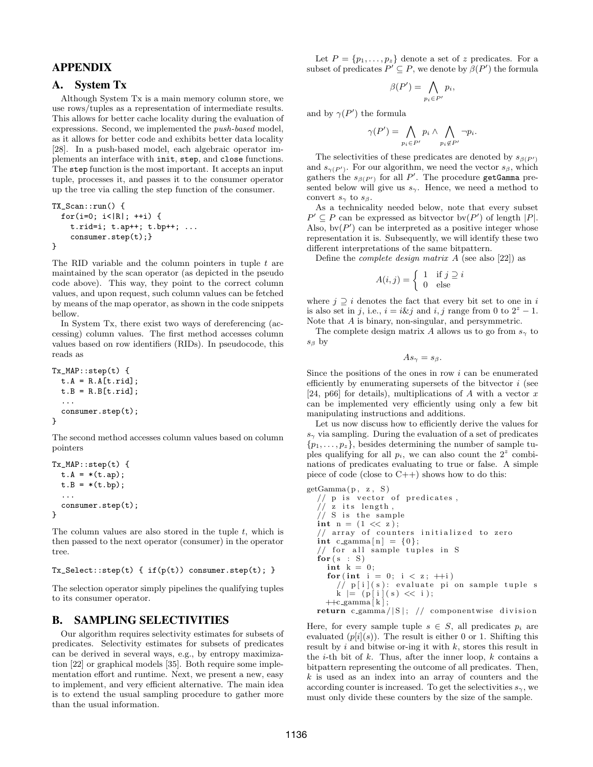# APPENDIX

## A. System Tx

Although System Tx is a main memory column store, we use rows/tuples as a representation of intermediate results. This allows for better cache locality during the evaluation of expressions. Second, we implemented the *push-based* model, as it allows for better code and exhibits better data locality [28]. In a push-based model, each algebraic operator implements an interface with `init`, `step`, and `close` functions. The `step` function is the most important. It accepts an input tuple, processes it, and passes it to the consumer operator up the tree via calling the step function of the consumer.

```
TX_Scan::run() {
  for(i=0; i<|R|; ++i) {
    t.rid=i; t.ap++; t.bp++; ...
    consumer.step(t);}
}
```

The RID variable and the column pointers in tuple $t$ are maintained by the scan operator (as depicted in the pseudo code above). This way, they point to the correct column values, and upon request, such column values can be fetched by means of the map operator, as shown in the code snippets bellow.

In System Tx, there exist two ways of dereferencing (accessing) column values. The first method accesses column values based on row identifiers (RIDs). In pseudocode, this reads as

```
Tx_MAP::step(t) {
  t.A = R.A[t.rid];
  t.B = R.B[t.rid];
  ...
  consumer.step(t);
}
```

The second method accesses column values based on column pointers

```
Tx_MAP::step(t) {
  t.A = *(t.ap);
  t.B = *(t.bp);
  ...
  consumer.step(t);
}
```

The column values are also stored in the tuple $t$, which is then passed to the next operator (consumer) in the operator tree.

```
Tx_Select::step(t) { if(p(t)) consumer.step(t); }
```

The selection operator simply pipelines the qualifying tuples to its consumer operator.

## B. SAMPLING SELECTIVITIES

Our algorithm requires selectivity estimates for subsets of predicates. Selectivity estimates for subsets of predicates can be derived in several ways, e.g., by entropy maximization [22] or graphical models [35]. Both require some implementation effort and runtime. Next, we present a new, easy to implement, and very efficient alternative. The main idea is to extend the usual sampling procedure to gather more than the usual information.

Let $P = \{p_1, \ldots, p_z\}$ denote a set of $z$ predicates. For a subset of predicates $P' \subseteq P$, we denote by $\beta(P')$ the formula

$$\beta(P') = \bigwedge_{p_i \in P'} p_i,$$

and by $\gamma(P')$ the formula

$$\gamma(P') = \bigwedge_{p_i \in P'} p_i \wedge \bigwedge_{p_i \notin P'} \neg p_i.$$

The selectivities of these predicates are denoted by $s_{\beta(P')}$ and $s_{\gamma(P')}$. For our algorithm, we need the vector $s_\beta$, which gathers the $s_{\beta(P')}$ for all $P'$. The procedure `getGamma` presented below will give us $s_\gamma$. Hence, we need a method to convert $s_\gamma$ to $s_\beta$.

As a technicality needed below, note that every subset $P' \subseteq P$ can be expressed as bitvector $\mathrm{bv}(P')$ of length $|P|$. Also, $\mathrm{bv}(P')$ can be interpreted as a positive integer whose representation it is. Subsequently, we will identify these two different interpretations of the same bitpattern.

Define the *complete design matrix* $A$ (see also [22]) as

$$A(i, j) = \begin{cases} 1 & \text{if } j \supseteq i \\ 0 & \text{else} \end{cases}$$

where $j \supseteq i$ denotes the fact that every bit set to one in $i$ is also set in $j$, i.e., $i = i\&j$ and $i, j$ range from 0 to $2^z - 1$. Note that $A$ is binary, non-singular, and persymmetric.

The complete design matrix $A$ allows us to go from $s_\gamma$ to $s_\beta$ by

$$As_\gamma = s_\beta.$$

Since the positions of the ones in row $i$ can be enumerated efficiently by enumerating supersets of the bitvector $i$ (see [24, p66] for details), multiplications of $A$ with a vector $x$ can be implemented very efficiently using only a few bit manipulating instructions and additions.

Let us now discuss how to efficiently derive the values for $s_\gamma$ via sampling. During the evaluation of a set of predicates $\{p_1, \ldots, p_z\}$, besides determining the number of sample tuples qualifying for all $p_i$, we can also count the $2^z$ combinations of predicates evaluating to true or false. A simple piece of code (close to C++) shows how to do this:

```
getGamma(p, z, S)
  // p is vector of predicates,
  // z its length,
  // S is the sample
  int n = (1 << z);
  // array of counters initialized to zero
  int c_gamma[n] = {0};
  // for all sample tuples in S
  for(s : S)
    int k = 0;
    for(int i = 0; i < z; ++i)
      // p[i](s): evaluate pi on sample tuple s
      k |= (p[i](s) << i);
    ++c_gamma[k];
  return c_gamma/|S|; // componentwise division
```

Here, for every sample tuple $s \in S$, all predicates $p_i$ are evaluated ($p[i](s)$). The result is either 0 or 1. Shifting this result by $i$ and bitwise or-ing it with $k$, stores this result in the $i$-th bit of $k$. Thus, after the inner loop, $k$ contains a bitpattern representing the outcome of all predicates. Then, $k$ is used as an index into an array of counters and the according counter is increased. To get the selectivities $s_\gamma$, we must only divide these counters by the size of the sample.